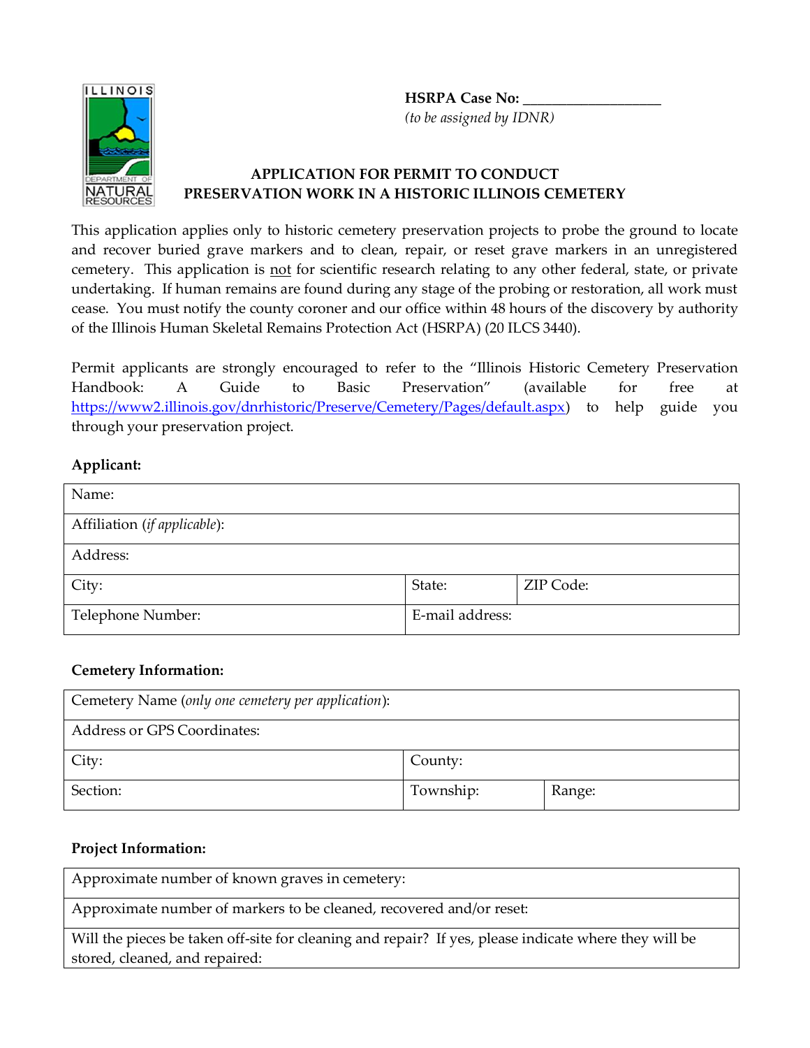**HSRPA Case No:** ___________________
*(to be assigned by IDNR)*

# APPLICATION FOR PERMIT TO CONDUCT PRESERVATION WORK IN A HISTORIC ILLINOIS CEMETERY

This application applies only to historic cemetery preservation projects to probe the ground to locate and recover buried grave markers and to clean, repair, or reset grave markers in an unregistered cemetery. This application is not for scientific research relating to any other federal, state, or private undertaking. If human remains are found during any stage of the probing or restoration, all work must cease. You must notify the county coroner and our office within 48 hours of the discovery by authority of the Illinois Human Skeletal Remains Protection Act (HSRPA) (20 ILCS 3440).

Permit applicants are strongly encouraged to refer to the "Illinois Historic Cemetery Preservation Handbook: A Guide to Basic Preservation" (available for free at https://www2.illinois.gov/dnrhistoric/Preserve/Cemetery/Pages/default.aspx) to help guide you through your preservation project.

**Applicant:**

| Name: | | |
|---|---|---|
| Affiliation (*if applicable*): | | |
| Address: | | |
| City: | State: | ZIP Code: |
| Telephone Number: | E-mail address: | |

**Cemetery Information:**

| Cemetery Name (*only one cemetery per application*): | | |
|---|---|---|
| Address or GPS Coordinates: | | |
| City: | County: | |
| Section: | Township: | Range: |

**Project Information:**

| Approximate number of known graves in cemetery: |
|---|
| Approximate number of markers to be cleaned, recovered and/or reset: |
| Will the pieces be taken off-site for cleaning and repair? If yes, please indicate where they will be stored, cleaned, and repaired: |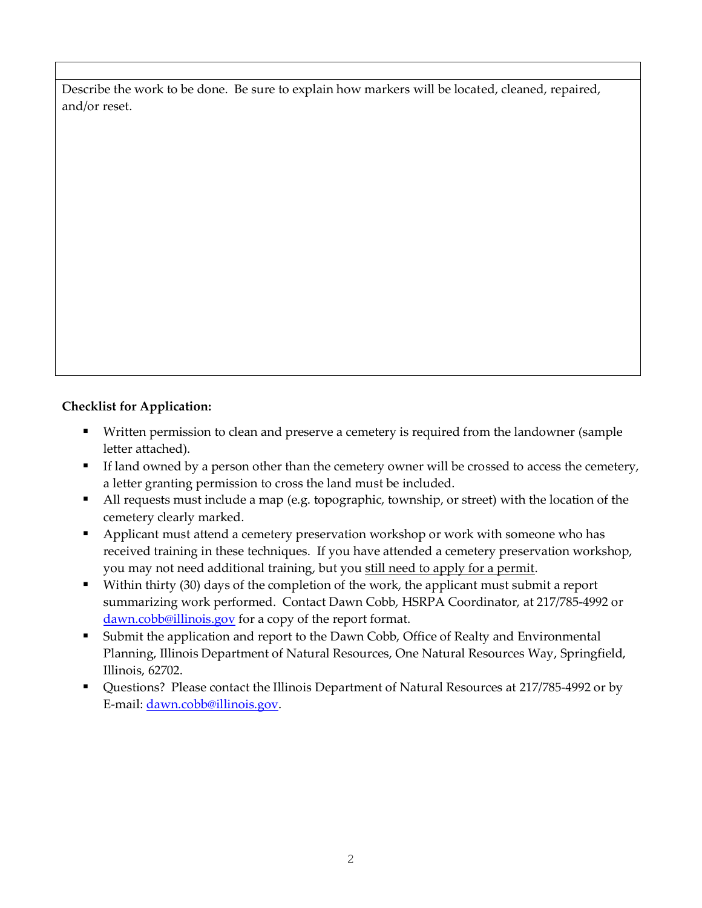Describe the work to be done. Be sure to explain how markers will be located, cleaned, repaired, and/or reset.

**Checklist for Application:**

- Written permission to clean and preserve a cemetery is required from the landowner (sample letter attached).
- If land owned by a person other than the cemetery owner will be crossed to access the cemetery, a letter granting permission to cross the land must be included.
- All requests must include a map (e.g. topographic, township, or street) with the location of the cemetery clearly marked.
- Applicant must attend a cemetery preservation workshop or work with someone who has received training in these techniques. If you have attended a cemetery preservation workshop, you may not need additional training, but you still need to apply for a permit.
- Within thirty (30) days of the completion of the work, the applicant must submit a report summarizing work performed. Contact Dawn Cobb, HSRPA Coordinator, at 217/785-4992 or dawn.cobb@illinois.gov for a copy of the report format.
- Submit the application and report to the Dawn Cobb, Office of Realty and Environmental Planning, Illinois Department of Natural Resources, One Natural Resources Way, Springfield, Illinois, 62702.
- Questions? Please contact the Illinois Department of Natural Resources at 217/785-4992 or by E-mail: dawn.cobb@illinois.gov.